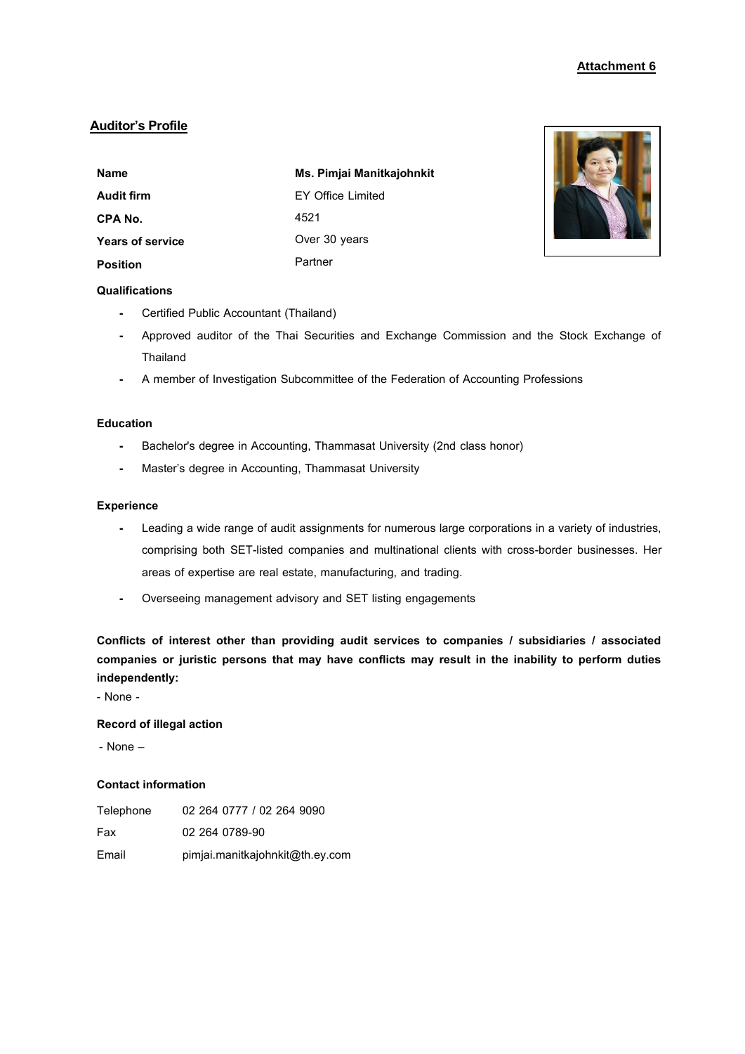**Attachment 6**

## Auditor's Profile

| | |
|---|---|
| **Name** | **Ms. Pimjai Manitkajohnkit** |
| **Audit firm** | EY Office Limited |
| **CPA No.** | 4521 |
| **Years of service** | Over 30 years |
| **Position** | Partner |

**Qualifications**

- Certified Public Accountant (Thailand)
- Approved auditor of the Thai Securities and Exchange Commission and the Stock Exchange of Thailand
- A member of Investigation Subcommittee of the Federation of Accounting Professions

**Education**

- Bachelor's degree in Accounting, Thammasat University (2nd class honor)
- Master's degree in Accounting, Thammasat University

**Experience**

- Leading a wide range of audit assignments for numerous large corporations in a variety of industries, comprising both SET-listed companies and multinational clients with cross-border businesses. Her areas of expertise are real estate, manufacturing, and trading.
- Overseeing management advisory and SET listing engagements

**Conflicts of interest other than providing audit services to companies / subsidiaries / associated companies or juristic persons that may have conflicts may result in the inability to perform duties independently:**

- None -

**Record of illegal action**

- None –

**Contact information**

| | |
|---|---|
| Telephone | 02 264 0777 / 02 264 9090 |
| Fax | 02 264 0789-90 |
| Email | pimjai.manitkajohnkit@th.ey.com |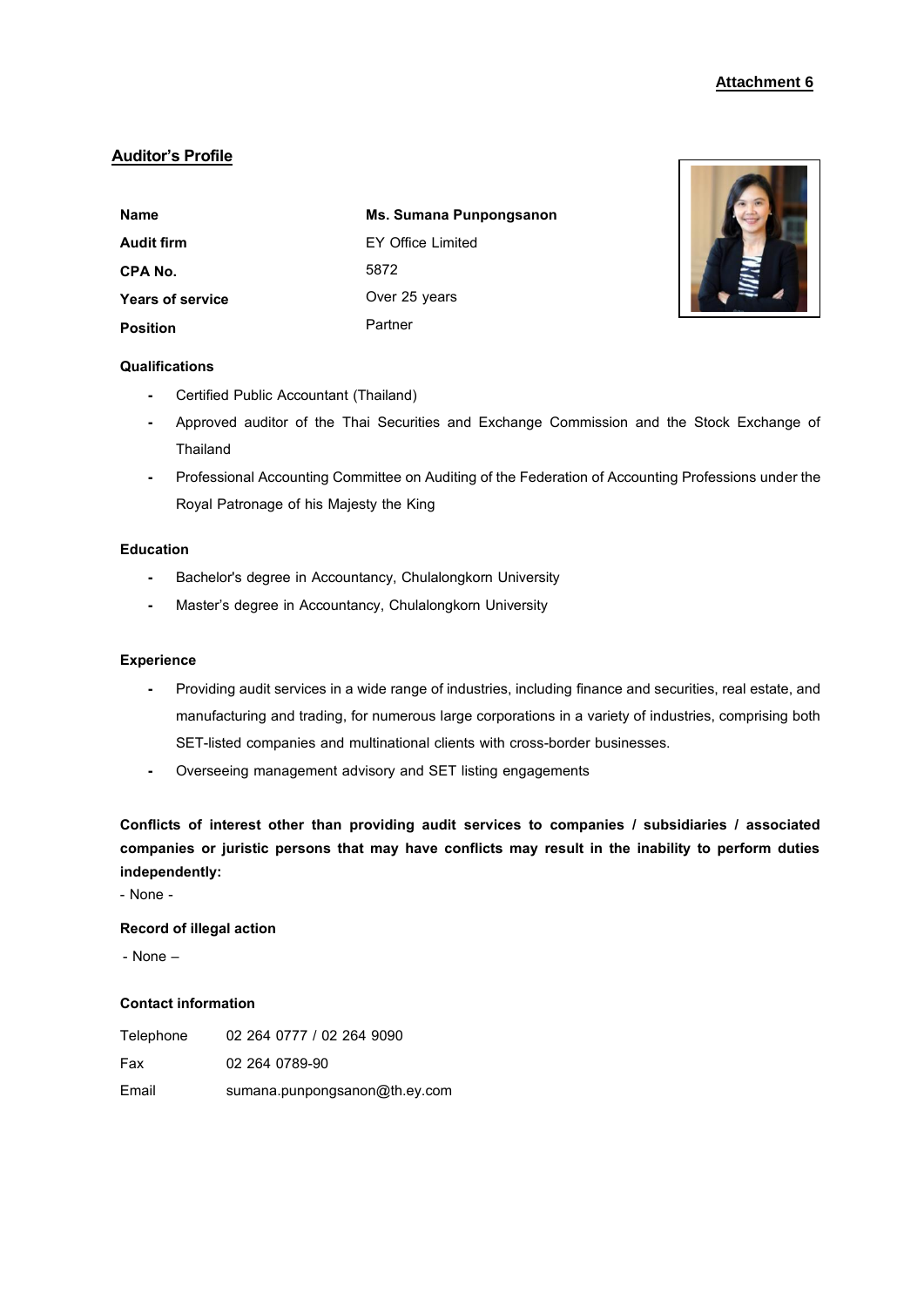**Attachment 6**

## Auditor's Profile

| | |
|---|---|
| **Name** | **Ms. Sumana Punpongsanon** |
| **Audit firm** | EY Office Limited |
| **CPA No.** | 5872 |
| **Years of service** | Over 25 years |
| **Position** | Partner |

### Qualifications

- Certified Public Accountant (Thailand)
- Approved auditor of the Thai Securities and Exchange Commission and the Stock Exchange of Thailand
- Professional Accounting Committee on Auditing of the Federation of Accounting Professions under the Royal Patronage of his Majesty the King

### Education

- Bachelor's degree in Accountancy, Chulalongkorn University
- Master's degree in Accountancy, Chulalongkorn University

### Experience

- Providing audit services in a wide range of industries, including finance and securities, real estate, and manufacturing and trading, for numerous large corporations in a variety of industries, comprising both SET-listed companies and multinational clients with cross-border businesses.
- Overseeing management advisory and SET listing engagements

**Conflicts of interest other than providing audit services to companies / subsidiaries / associated companies or juristic persons that may have conflicts may result in the inability to perform duties independently:**

\- None -

**Record of illegal action**

\- None –

**Contact information**

| | |
|---|---|
| Telephone | 02 264 0777 / 02 264 9090 |
| Fax | 02 264 0789-90 |
| Email | sumana.punpongsanon@th.ey.com |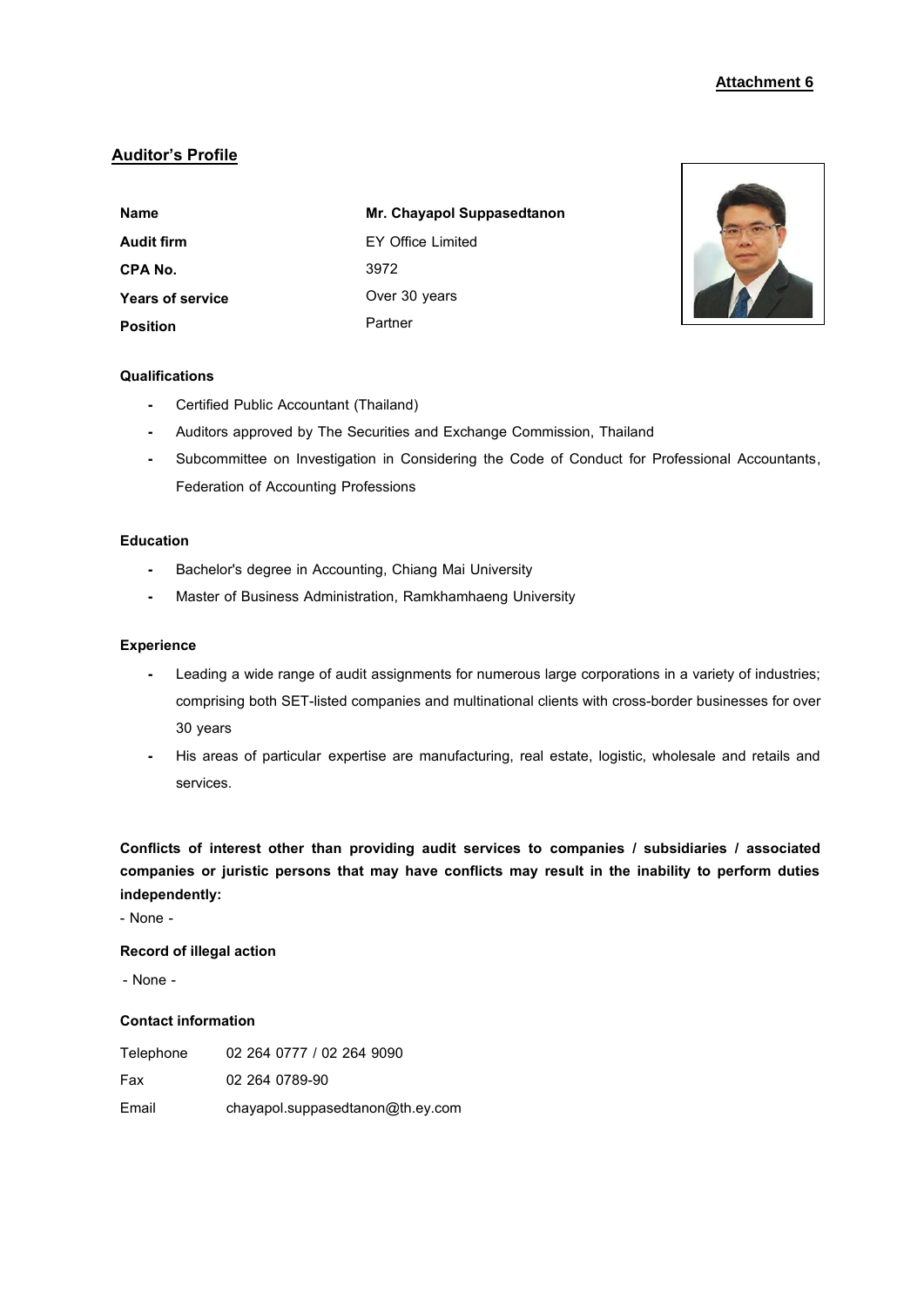**Attachment 6**

## Auditor's Profile

| | |
|---|---|
| **Name** | **Mr. Chayapol Suppasedtanon** |
| **Audit firm** | EY Office Limited |
| **CPA No.** | 3972 |
| **Years of service** | Over 30 years |
| **Position** | Partner |

### Qualifications

- Certified Public Accountant (Thailand)
- Auditors approved by The Securities and Exchange Commission, Thailand
- Subcommittee on Investigation in Considering the Code of Conduct for Professional Accountants, Federation of Accounting Professions

### Education

- Bachelor's degree in Accounting, Chiang Mai University
- Master of Business Administration, Ramkhamhaeng University

### Experience

- Leading a wide range of audit assignments for numerous large corporations in a variety of industries; comprising both SET-listed companies and multinational clients with cross-border businesses for over 30 years
- His areas of particular expertise are manufacturing, real estate, logistic, wholesale and retails and services.

**Conflicts of interest other than providing audit services to companies / subsidiaries / associated companies or juristic persons that may have conflicts may result in the inability to perform duties independently:**

\- None -

**Record of illegal action**

\- None -

**Contact information**

| | |
|---|---|
| Telephone | 02 264 0777 / 02 264 9090 |
| Fax | 02 264 0789-90 |
| Email | chayapol.suppasedtanon@th.ey.com |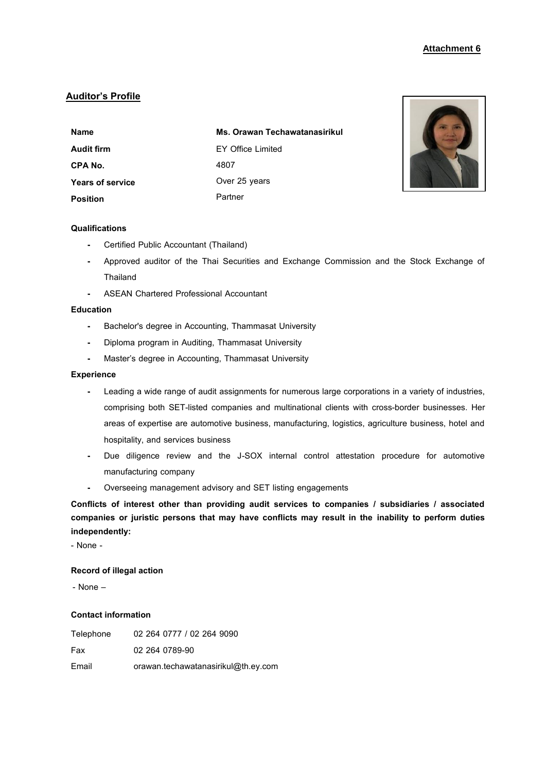**Attachment 6**

## Auditor's Profile

| | |
|---|---|
| **Name** | **Ms. Orawan Techawatanasirikul** |
| **Audit firm** | EY Office Limited |
| **CPA No.** | 4807 |
| **Years of service** | Over 25 years |
| **Position** | Partner |

**Qualifications**

- Certified Public Accountant (Thailand)
- Approved auditor of the Thai Securities and Exchange Commission and the Stock Exchange of Thailand
- ASEAN Chartered Professional Accountant

**Education**

- Bachelor's degree in Accounting, Thammasat University
- Diploma program in Auditing, Thammasat University
- Master's degree in Accounting, Thammasat University

**Experience**

- Leading a wide range of audit assignments for numerous large corporations in a variety of industries, comprising both SET-listed companies and multinational clients with cross-border businesses. Her areas of expertise are automotive business, manufacturing, logistics, agriculture business, hotel and hospitality, and services business
- Due diligence review and the J-SOX internal control attestation procedure for automotive manufacturing company
- Overseeing management advisory and SET listing engagements

**Conflicts of interest other than providing audit services to companies / subsidiaries / associated companies or juristic persons that may have conflicts may result in the inability to perform duties independently:**

- None -

**Record of illegal action**

- None –

**Contact information**

| | |
|---|---|
| Telephone | 02 264 0777 / 02 264 9090 |
| Fax | 02 264 0789-90 |
| Email | orawan.techawatanasirikul@th.ey.com |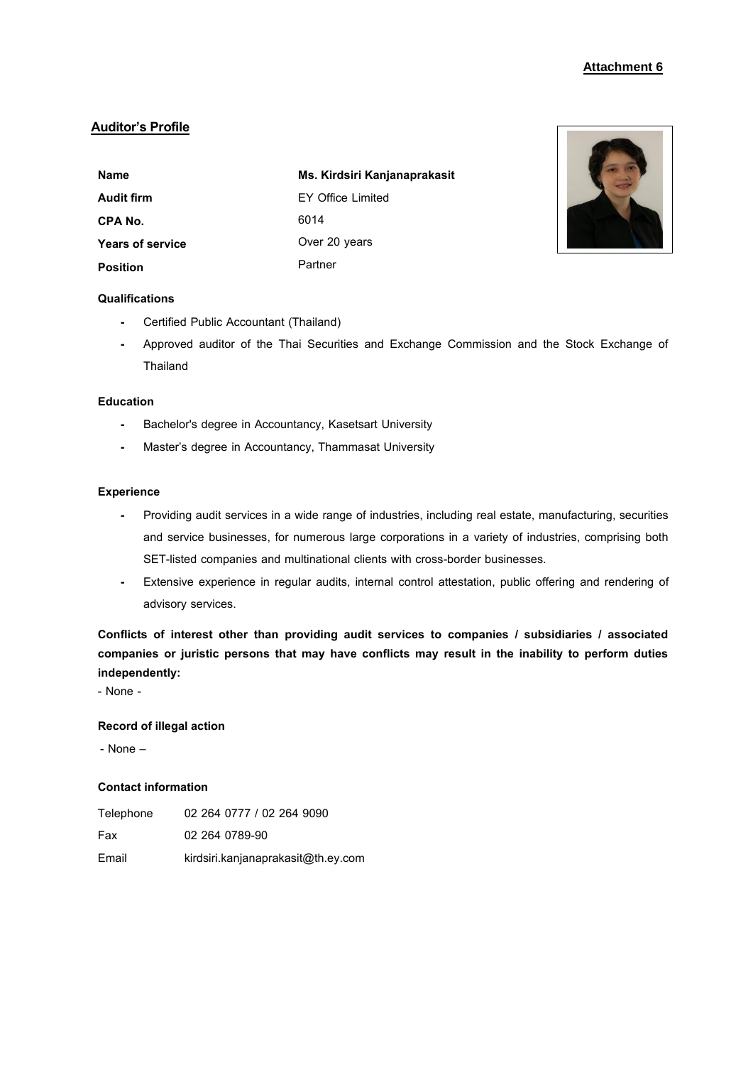**Attachment 6**

## Auditor's Profile

| | |
|---|---|
| **Name** | **Ms. Kirdsiri Kanjanaprakasit** |
| **Audit firm** | EY Office Limited |
| **CPA No.** | 6014 |
| **Years of service** | Over 20 years |
| **Position** | Partner |

**Qualifications**

- Certified Public Accountant (Thailand)
- Approved auditor of the Thai Securities and Exchange Commission and the Stock Exchange of Thailand

**Education**

- Bachelor's degree in Accountancy, Kasetsart University
- Master's degree in Accountancy, Thammasat University

**Experience**

- Providing audit services in a wide range of industries, including real estate, manufacturing, securities and service businesses, for numerous large corporations in a variety of industries, comprising both SET-listed companies and multinational clients with cross-border businesses.
- Extensive experience in regular audits, internal control attestation, public offering and rendering of advisory services.

**Conflicts of interest other than providing audit services to companies / subsidiaries / associated companies or juristic persons that may have conflicts may result in the inability to perform duties independently:**

- None -

**Record of illegal action**

- None –

**Contact information**

| | |
|---|---|
| Telephone | 02 264 0777 / 02 264 9090 |
| Fax | 02 264 0789-90 |
| Email | kirdsiri.kanjanaprakasit@th.ey.com |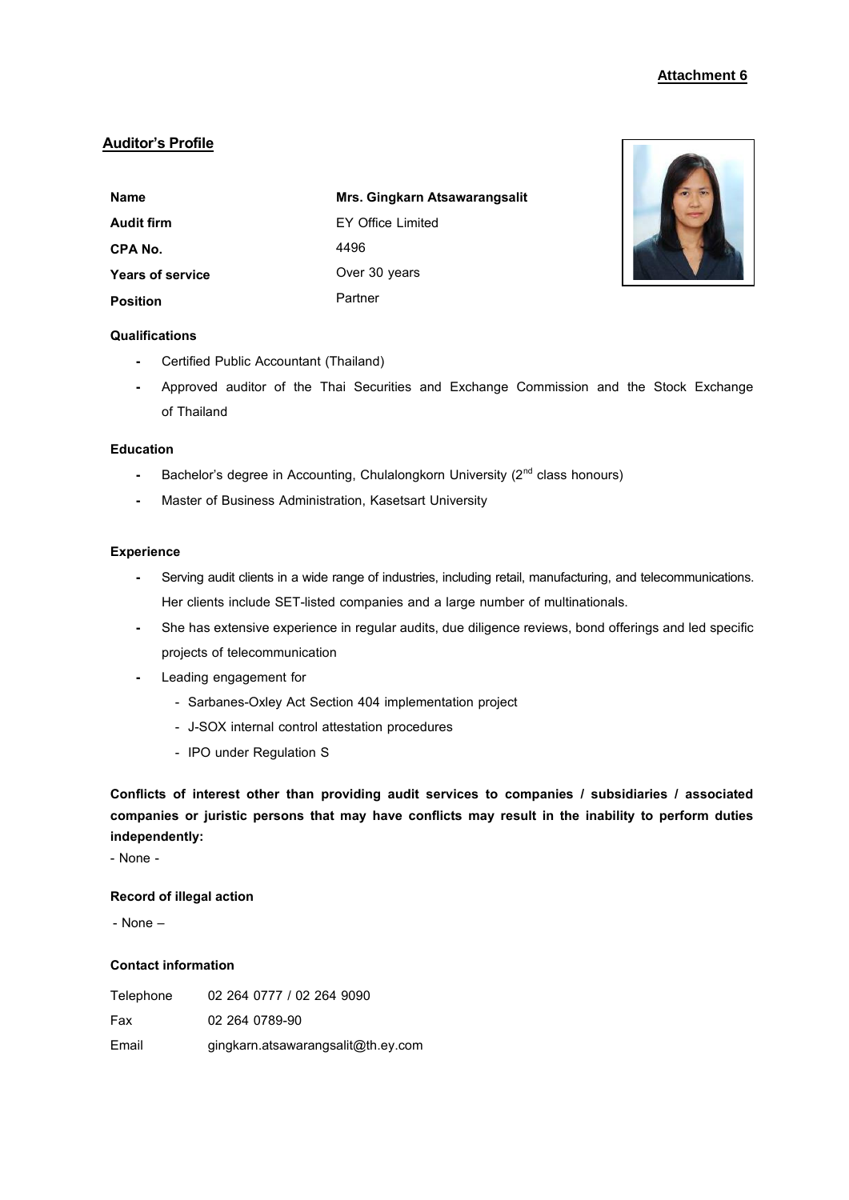**Attachment 6**

## Auditor's Profile

| | |
|---|---|
| **Name** | **Mrs. Gingkarn Atsawarangsalit** |
| **Audit firm** | EY Office Limited |
| **CPA No.** | 4496 |
| **Years of service** | Over 30 years |
| **Position** | Partner |

### Qualifications

- Certified Public Accountant (Thailand)
- Approved auditor of the Thai Securities and Exchange Commission and the Stock Exchange of Thailand

### Education

- Bachelor's degree in Accounting, Chulalongkorn University (2nd class honours)
- Master of Business Administration, Kasetsart University

### Experience

- Serving audit clients in a wide range of industries, including retail, manufacturing, and telecommunications. Her clients include SET-listed companies and a large number of multinationals.
- She has extensive experience in regular audits, due diligence reviews, bond offerings and led specific projects of telecommunication
- Leading engagement for
  - Sarbanes-Oxley Act Section 404 implementation project
  - J-SOX internal control attestation procedures
  - IPO under Regulation S

**Conflicts of interest other than providing audit services to companies / subsidiaries / associated companies or juristic persons that may have conflicts may result in the inability to perform duties independently:**

- None -

### Record of illegal action

- None –

### Contact information

| | |
|---|---|
| Telephone | 02 264 0777 / 02 264 9090 |
| Fax | 02 264 0789-90 |
| Email | gingkarn.atsawarangsalit@th.ey.com |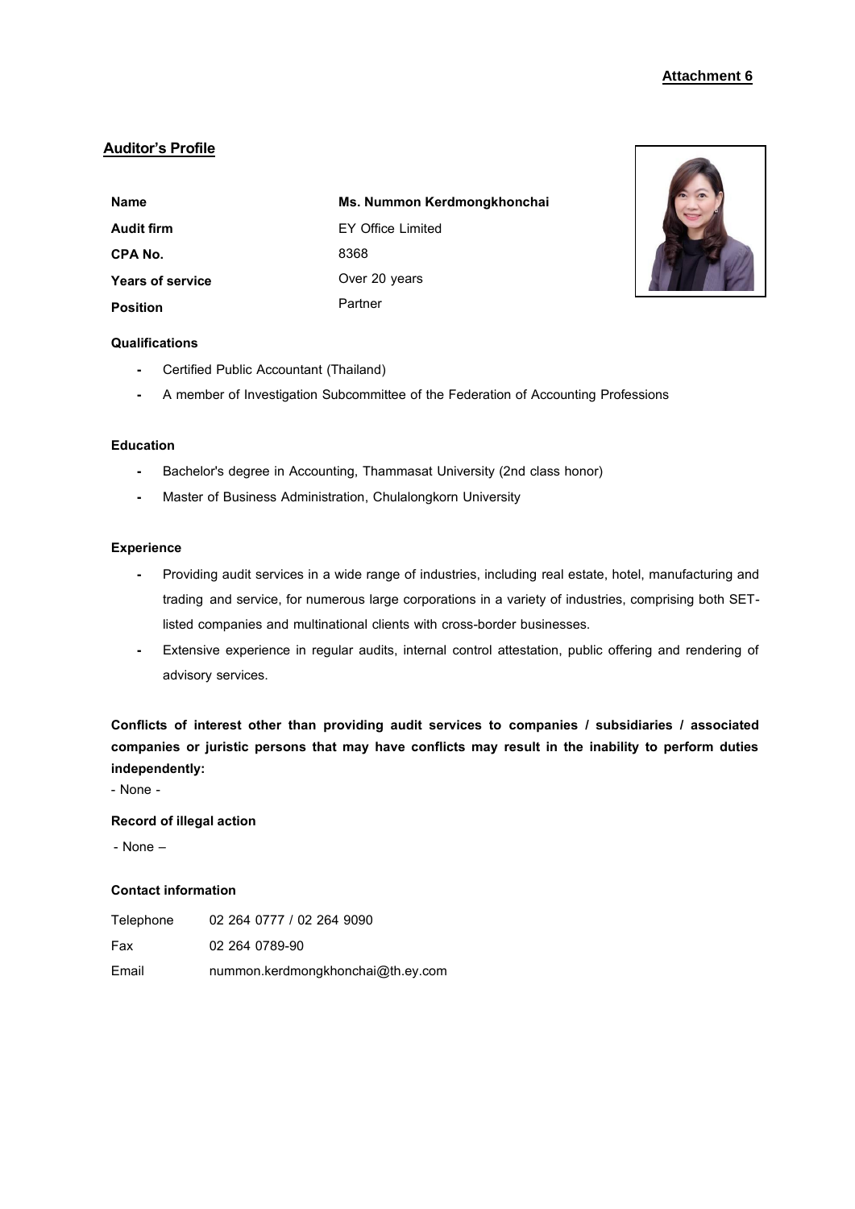**Attachment 6**

## Auditor's Profile

| | |
|---|---|
| **Name** | **Ms. Nummon Kerdmongkhonchai** |
| **Audit firm** | EY Office Limited |
| **CPA No.** | 8368 |
| **Years of service** | Over 20 years |
| **Position** | Partner |

**Qualifications**

- Certified Public Accountant (Thailand)
- A member of Investigation Subcommittee of the Federation of Accounting Professions

**Education**

- Bachelor's degree in Accounting, Thammasat University (2nd class honor)
- Master of Business Administration, Chulalongkorn University

**Experience**

- Providing audit services in a wide range of industries, including real estate, hotel, manufacturing and trading and service, for numerous large corporations in a variety of industries, comprising both SET-listed companies and multinational clients with cross-border businesses.
- Extensive experience in regular audits, internal control attestation, public offering and rendering of advisory services.

**Conflicts of interest other than providing audit services to companies / subsidiaries / associated companies or juristic persons that may have conflicts may result in the inability to perform duties independently:**

- None -

**Record of illegal action**

- None –

**Contact information**

| | |
|---|---|
| Telephone | 02 264 0777 / 02 264 9090 |
| Fax | 02 264 0789-90 |
| Email | nummon.kerdmongkhonchai@th.ey.com |